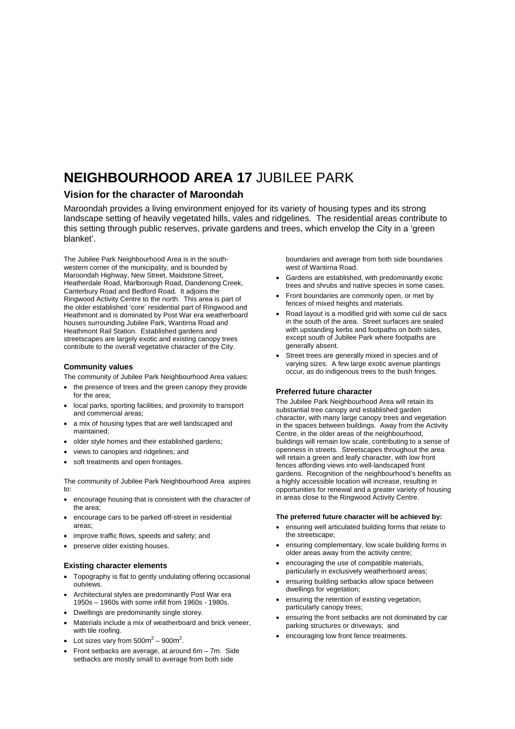# **NEIGHBOURHOOD AREA 17** JUBILEE PARK

## Vision for the character of Maroondah

Maroondah provides a living environment enjoyed for its variety of housing types and its strong landscape setting of heavily vegetated hills, vales and ridgelines. The residential areas contribute to this setting through public reserves, private gardens and trees, which envelop the City in a 'green blanket'.

The Jubilee Park Neighbourhood Area is in the south-western corner of the municipality, and is bounded by Maroondah Highway, New Street, Maidstone Street, Heatherdale Road, Marlborough Road, Dandenong Creek, Canterbury Road and Bedford Road. It adjoins the Ringwood Activity Centre to the north. This area is part of the older established 'core' residential part of Ringwood and Heathmont and is dominated by Post War era weatherboard houses surrounding Jubilee Park, Wantirna Road and Heathmont Rail Station. Established gardens and streetscapes are largely exotic and existing canopy trees contribute to the overall vegetative character of the City.

### Community values

The community of Jubilee Park Neighbourhood Area values:

- the presence of trees and the green canopy they provide for the area;
- local parks, sporting facilities, and proximity to transport and commercial areas;
- a mix of housing types that are well landscaped and maintained;
- older style homes and their established gardens;
- views to canopies and ridgelines; and
- soft treatments and open frontages.

The community of Jubilee Park Neighbourhood Area aspires to:

- encourage housing that is consistent with the character of the area;
- encourage cars to be parked off-street in residential areas;
- improve traffic flows, speeds and safety; and
- preserve older existing houses.

### Existing character elements

- Topography is flat to gently undulating offering occasional outviews.
- Architectural styles are predominantly Post War era 1950s – 1960s with some infill from 1960s - 1980s.
- Dwellings are predominantly single storey.
- Materials include a mix of weatherboard and brick veneer, with tile roofing.
- Lot sizes vary from 500m$^2$ – 900m$^2$.
- Front setbacks are average, at around 6m – 7m. Side setbacks are mostly small to average from both side boundaries and average from both side boundaries west of Wantirna Road.
- Gardens are established, with predominantly exotic trees and shrubs and native species in some cases.
- Front boundaries are commonly open, or met by fences of mixed heights and materials.
- Road layout is a modified grid with some cul de sacs in the south of the area. Street surfaces are sealed with upstanding kerbs and footpaths on both sides, except south of Jubilee Park where footpaths are generally absent.
- Street trees are generally mixed in species and of varying sizes. A few large exotic avenue plantings occur, as do indigenous trees to the bush fringes.

### Preferred future character

The Jubilee Park Neighbourhood Area will retain its substantial tree canopy and established garden character, with many large canopy trees and vegetation in the spaces between buildings. Away from the Activity Centre, in the older areas of the neighbourhood, buildings will remain low scale, contributing to a sense of openness in streets. Streetscapes throughout the area will retain a green and leafy character, with low front fences affording views into well-landscaped front gardens. Recognition of the neighbourhood's benefits as a highly accessible location will increase, resulting in opportunities for renewal and a greater variety of housing in areas close to the Ringwood Activity Centre.

**The preferred future character will be achieved by:**

- ensuring well articulated building forms that relate to the streetscape;
- ensuring complementary, low scale building forms in older areas away from the activity centre;
- encouraging the use of compatible materials, particularly in exclusively weatherboard areas;
- ensuring building setbacks allow space between dwellings for vegetation;
- ensuring the retention of existing vegetation, particularly canopy trees;
- ensuring the front setbacks are not dominated by car parking structures or driveways; and
- encouraging low front fence treatments.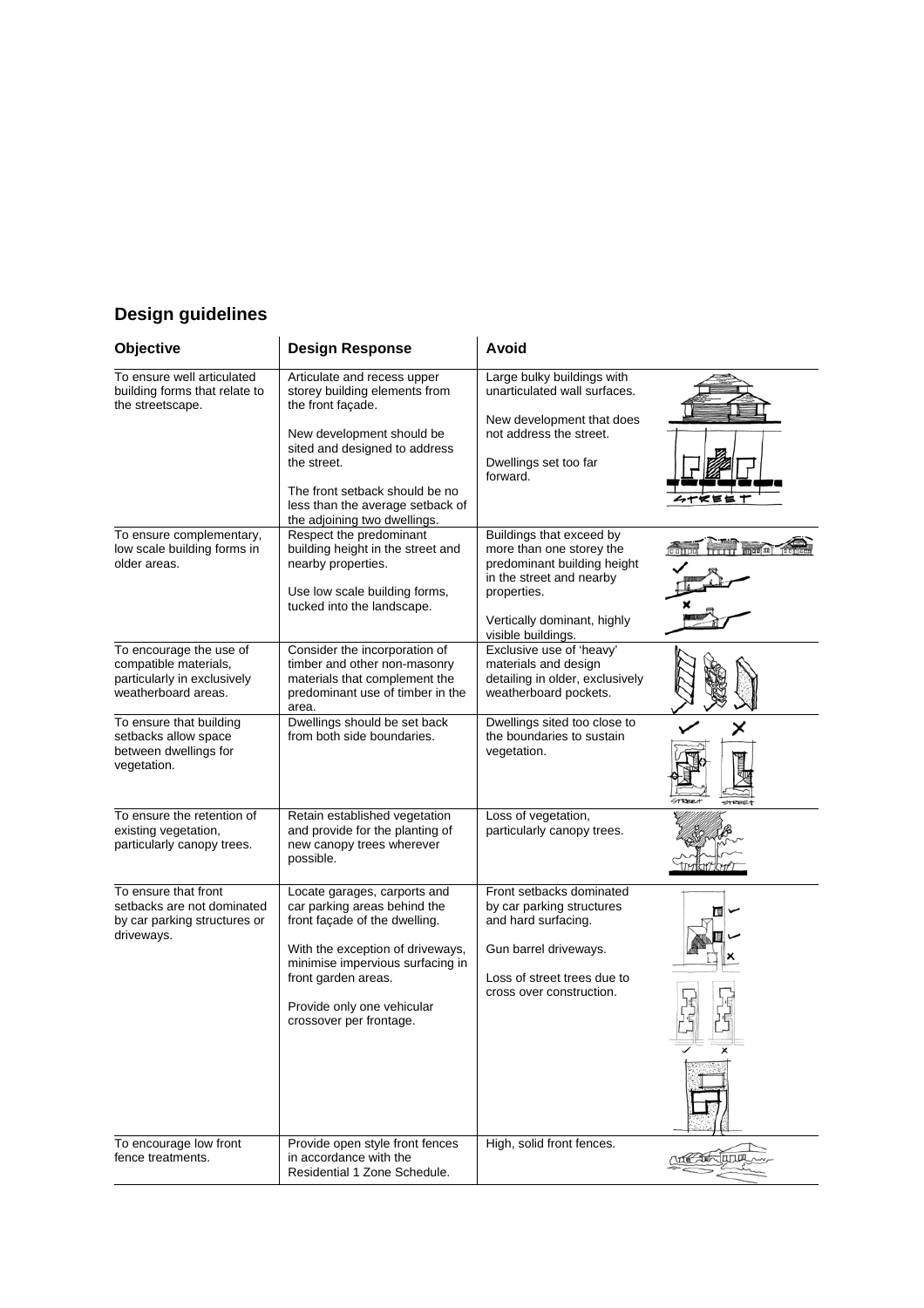## Design guidelines

| Objective | Design Response | Avoid |
|---|---|---|
| To ensure well articulated building forms that relate to the streetscape. | Articulate and recess upper storey building elements from the front façade.<br><br>New development should be sited and designed to address the street.<br><br>The front setback should be no less than the average setback of the adjoining two dwellings. | Large bulky buildings with unarticulated wall surfaces.<br><br>New development that does not address the street.<br><br>Dwellings set too far forward. |
| To ensure complementary, low scale building forms in older areas. | Respect the predominant building height in the street and nearby properties.<br><br>Use low scale building forms, tucked into the landscape. | Buildings that exceed by more than one storey the predominant building height in the street and nearby properties.<br><br>Vertically dominant, highly visible buildings. |
| To encourage the use of compatible materials, particularly in exclusively weatherboard areas. | Consider the incorporation of timber and other non-masonry materials that complement the predominant use of timber in the area. | Exclusive use of 'heavy' materials and design detailing in older, exclusively weatherboard pockets. |
| To ensure that building setbacks allow space between dwellings for vegetation. | Dwellings should be set back from both side boundaries. | Dwellings sited too close to the boundaries to sustain vegetation. |
| To ensure the retention of existing vegetation, particularly canopy trees. | Retain established vegetation and provide for the planting of new canopy trees wherever possible. | Loss of vegetation, particularly canopy trees. |
| To ensure that front setbacks are not dominated by car parking structures or driveways. | Locate garages, carports and car parking areas behind the front façade of the dwelling.<br><br>With the exception of driveways, minimise impervious surfacing in front garden areas.<br><br>Provide only one vehicular crossover per frontage. | Front setbacks dominated by car parking structures and hard surfacing.<br><br>Gun barrel driveways.<br><br>Loss of street trees due to cross over construction. |
| To encourage low front fence treatments. | Provide open style front fences in accordance with the Residential 1 Zone Schedule. | High, solid front fences. |